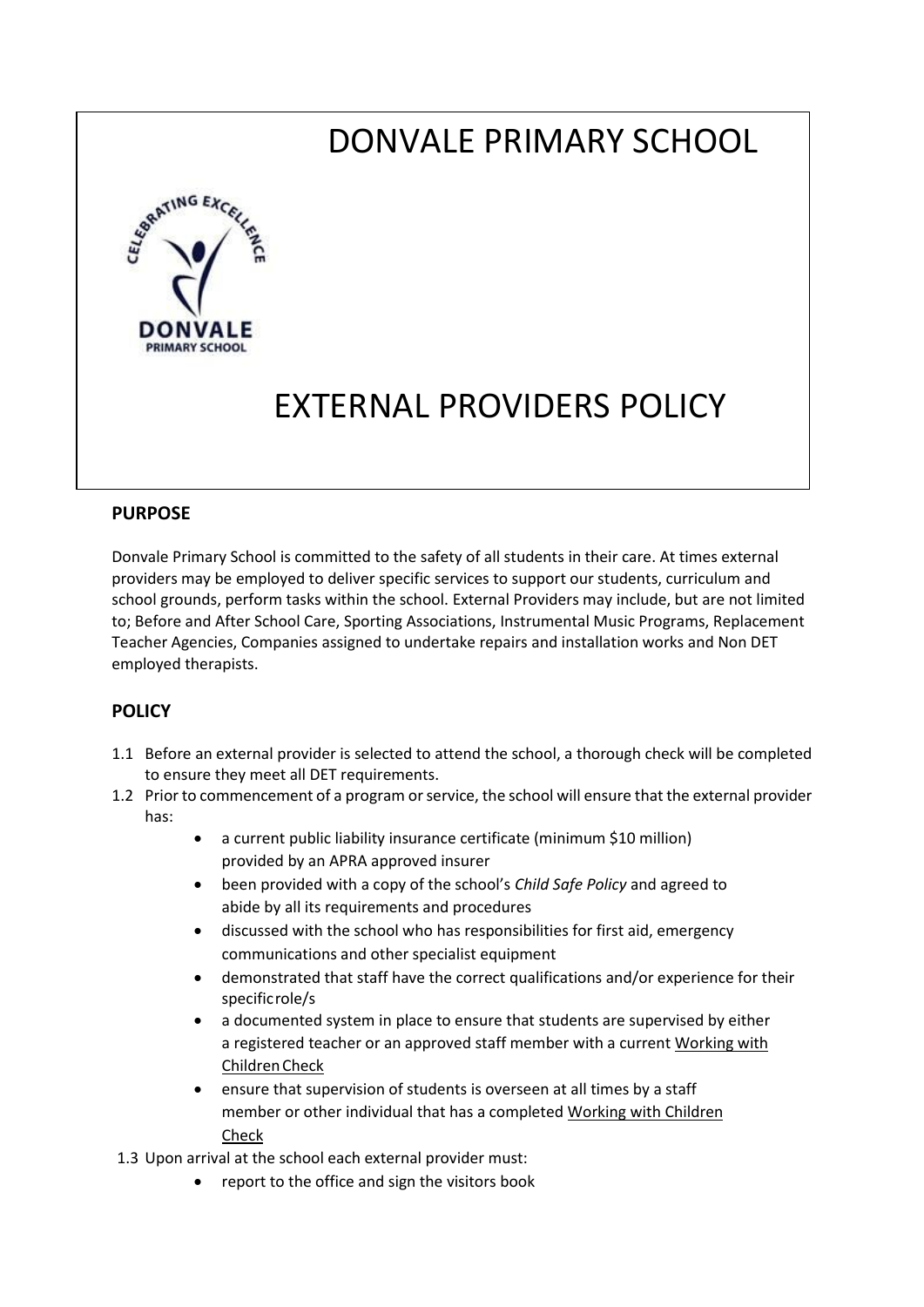# DONVALE PRIMARY SCHOOL

# EXTERNAL PROVIDERS POLICY

## PURPOSE

Donvale Primary School is committed to the safety of all students in their care. At times external providers may be employed to deliver specific services to support our students, curriculum and school grounds, perform tasks within the school. External Providers may include, but are not limited to; Before and After School Care, Sporting Associations, Instrumental Music Programs, Replacement Teacher Agencies, Companies assigned to undertake repairs and installation works and Non DET employed therapists.

## POLICY

1.1 Before an external provider is selected to attend the school, a thorough check will be completed to ensure they meet all DET requirements.

1.2 Prior to commencement of a program or service, the school will ensure that the external provider has:

- a current public liability insurance certificate (minimum $10 million) provided by an APRA approved insurer
- been provided with a copy of the school's *Child Safe Policy* and agreed to abide by all its requirements and procedures
- discussed with the school who has responsibilities for first aid, emergency communications and other specialist equipment
- demonstrated that staff have the correct qualifications and/or experience for their specific role/s
- a documented system in place to ensure that students are supervised by either a registered teacher or an approved staff member with a current Working with Children Check
- ensure that supervision of students is overseen at all times by a staff member or other individual that has a completed Working with Children Check

1.3 Upon arrival at the school each external provider must:

- report to the office and sign the visitors book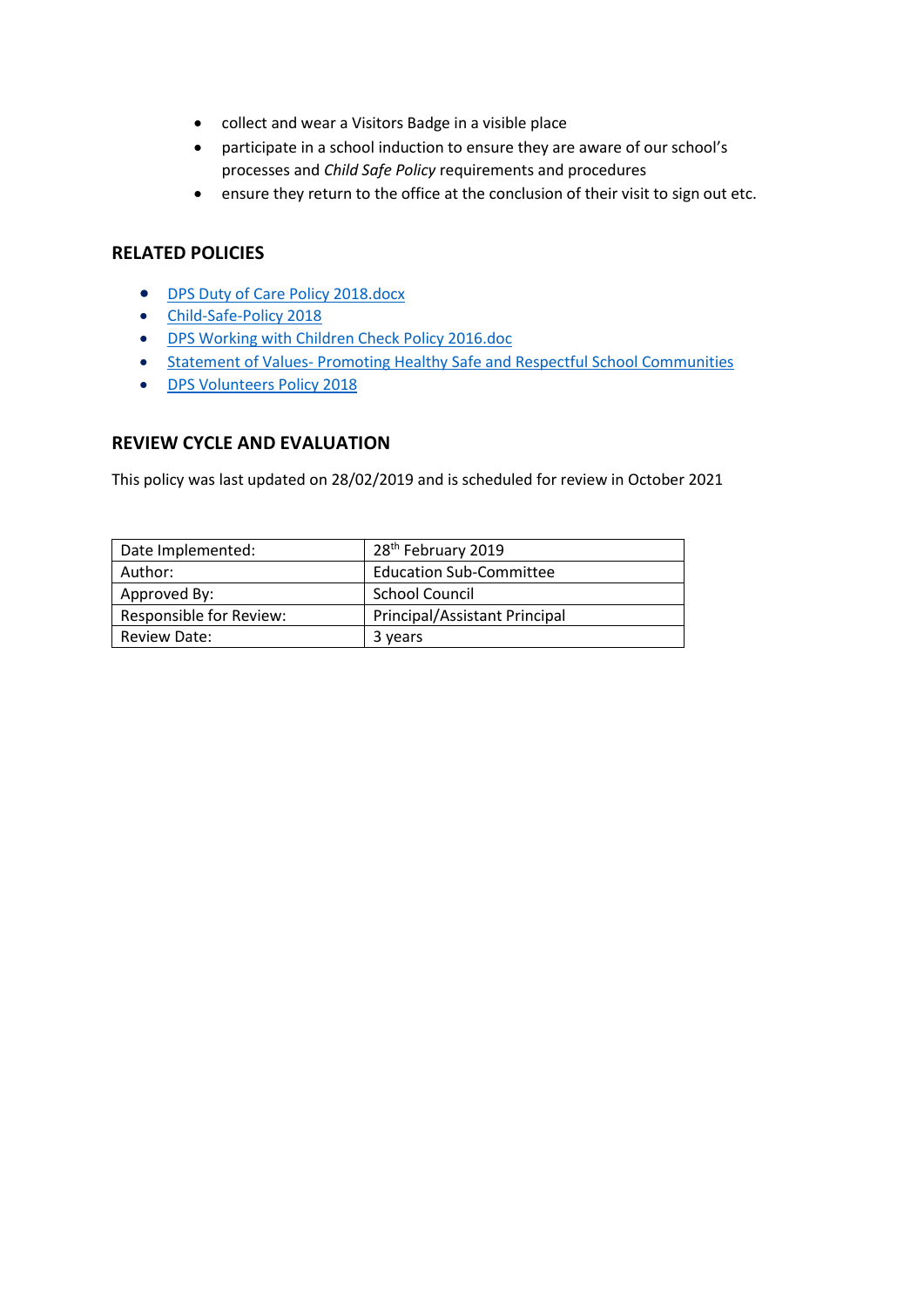- collect and wear a Visitors Badge in a visible place
- participate in a school induction to ensure they are aware of our school's processes and *Child Safe Policy* requirements and procedures
- ensure they return to the office at the conclusion of their visit to sign out etc.

## RELATED POLICIES

- DPS Duty of Care Policy 2018.docx
- Child-Safe-Policy 2018
- DPS Working with Children Check Policy 2016.doc
- Statement of Values- Promoting Healthy Safe and Respectful School Communities
- DPS Volunteers Policy 2018

## REVIEW CYCLE AND EVALUATION

This policy was last updated on 28/02/2019 and is scheduled for review in October 2021

| | |
|---|---|
| Date Implemented: | 28th February 2019 |
| Author: | Education Sub-Committee |
| Approved By: | School Council |
| Responsible for Review: | Principal/Assistant Principal |
| Review Date: | 3 years |